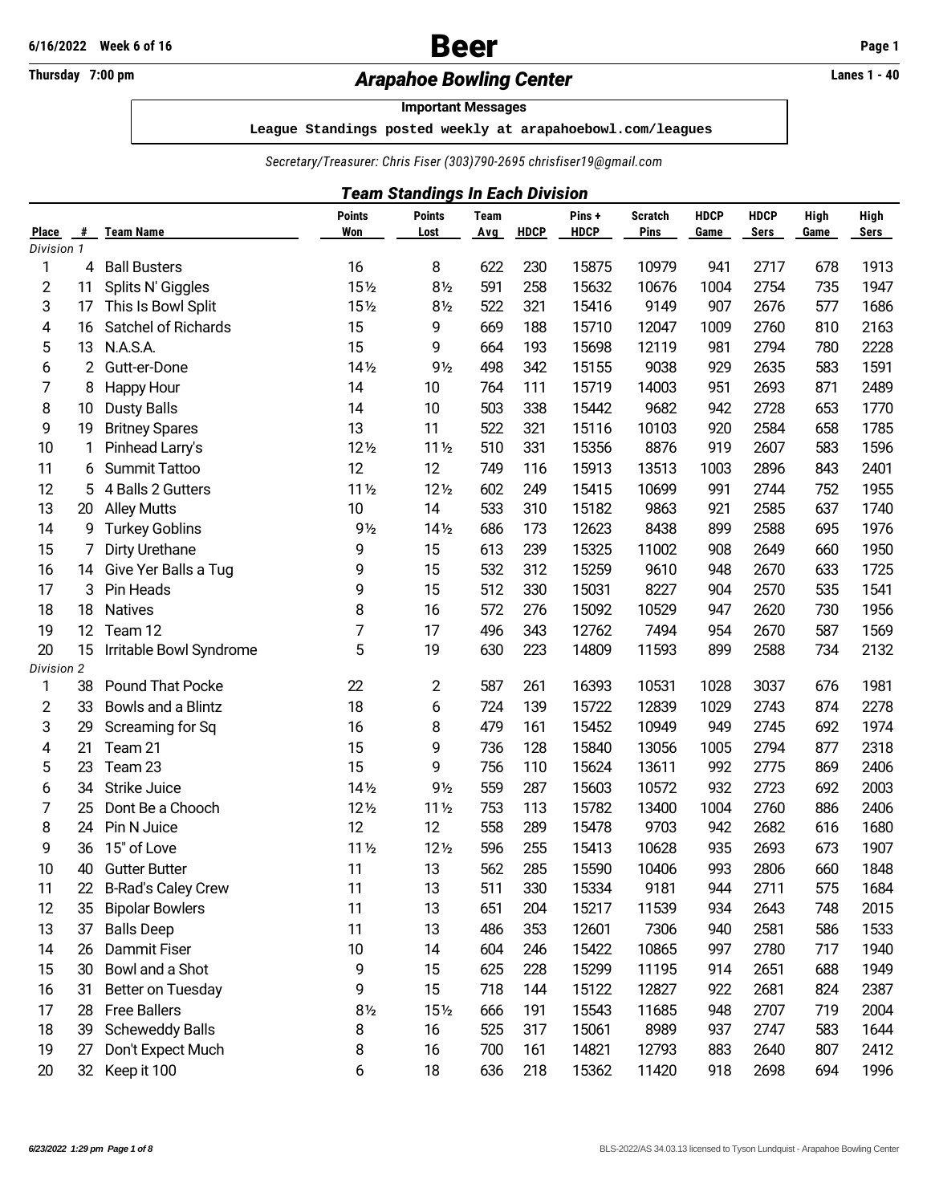6/16/2022 Week 6 of 16

# Beer

Thursday 7:00 pm

## Arapahoe Bowling Center

Lanes 1 - 40

**Important Messages**

League Standings posted weekly at arapahoebowl.com/leagues

*Secretary/Treasurer: Chris Fiser (303)790-2695 chrisfiser19@gmail.com*

### Team Standings In Each Division

| Place | # | Team Name | Points Won | Points Lost | Team Avg | HDCP | Pins + HDCP | Scratch Pins | HDCP Game | HDCP Sers | High Game | High Sers |
|---|---|---|---|---|---|---|---|---|---|---|---|---|
| *Division 1* | | | | | | | | | | | | |
| 1 | 4 | Ball Busters | 16 | 8 | 622 | 230 | 15875 | 10979 | 941 | 2717 | 678 | 1913 |
| 2 | 11 | Splits N' Giggles | 15½ | 8½ | 591 | 258 | 15632 | 10676 | 1004 | 2754 | 735 | 1947 |
| 3 | 17 | This Is Bowl Split | 15½ | 8½ | 522 | 321 | 15416 | 9149 | 907 | 2676 | 577 | 1686 |
| 4 | 16 | Satchel of Richards | 15 | 9 | 669 | 188 | 15710 | 12047 | 1009 | 2760 | 810 | 2163 |
| 5 | 13 | N.A.S.A. | 15 | 9 | 664 | 193 | 15698 | 12119 | 981 | 2794 | 780 | 2228 |
| 6 | 2 | Gutt-er-Done | 14½ | 9½ | 498 | 342 | 15155 | 9038 | 929 | 2635 | 583 | 1591 |
| 7 | 8 | Happy Hour | 14 | 10 | 764 | 111 | 15719 | 14003 | 951 | 2693 | 871 | 2489 |
| 8 | 10 | Dusty Balls | 14 | 10 | 503 | 338 | 15442 | 9682 | 942 | 2728 | 653 | 1770 |
| 9 | 19 | Britney Spares | 13 | 11 | 522 | 321 | 15116 | 10103 | 920 | 2584 | 658 | 1785 |
| 10 | 1 | Pinhead Larry's | 12½ | 11½ | 510 | 331 | 15356 | 8876 | 919 | 2607 | 583 | 1596 |
| 11 | 6 | Summit Tattoo | 12 | 12 | 749 | 116 | 15913 | 13513 | 1003 | 2896 | 843 | 2401 |
| 12 | 5 | 4 Balls 2 Gutters | 11½ | 12½ | 602 | 249 | 15415 | 10699 | 991 | 2744 | 752 | 1955 |
| 13 | 20 | Alley Mutts | 10 | 14 | 533 | 310 | 15182 | 9863 | 921 | 2585 | 637 | 1740 |
| 14 | 9 | Turkey Goblins | 9½ | 14½ | 686 | 173 | 12623 | 8438 | 899 | 2588 | 695 | 1976 |
| 15 | 7 | Dirty Urethane | 9 | 15 | 613 | 239 | 15325 | 11002 | 908 | 2649 | 660 | 1950 |
| 16 | 14 | Give Yer Balls a Tug | 9 | 15 | 532 | 312 | 15259 | 9610 | 948 | 2670 | 633 | 1725 |
| 17 | 3 | Pin Heads | 9 | 15 | 512 | 330 | 15031 | 8227 | 904 | 2570 | 535 | 1541 |
| 18 | 18 | Natives | 8 | 16 | 572 | 276 | 15092 | 10529 | 947 | 2620 | 730 | 1956 |
| 19 | 12 | Team 12 | 7 | 17 | 496 | 343 | 12762 | 7494 | 954 | 2670 | 587 | 1569 |
| 20 | 15 | Irritable Bowl Syndrome | 5 | 19 | 630 | 223 | 14809 | 11593 | 899 | 2588 | 734 | 2132 |
| *Division 2* | | | | | | | | | | | | |
| 1 | 38 | Pound That Pocke | 22 | 2 | 587 | 261 | 16393 | 10531 | 1028 | 3037 | 676 | 1981 |
| 2 | 33 | Bowls and a Blintz | 18 | 6 | 724 | 139 | 15722 | 12839 | 1029 | 2743 | 874 | 2278 |
| 3 | 29 | Screaming for Sq | 16 | 8 | 479 | 161 | 15452 | 10949 | 949 | 2745 | 692 | 1974 |
| 4 | 21 | Team 21 | 15 | 9 | 736 | 128 | 15840 | 13056 | 1005 | 2794 | 877 | 2318 |
| 5 | 23 | Team 23 | 15 | 9 | 756 | 110 | 15624 | 13611 | 992 | 2775 | 869 | 2406 |
| 6 | 34 | Strike Juice | 14½ | 9½ | 559 | 287 | 15603 | 10572 | 932 | 2723 | 692 | 2003 |
| 7 | 25 | Dont Be a Chooch | 12½ | 11½ | 753 | 113 | 15782 | 13400 | 1004 | 2760 | 886 | 2406 |
| 8 | 24 | Pin N Juice | 12 | 12 | 558 | 289 | 15478 | 9703 | 942 | 2682 | 616 | 1680 |
| 9 | 36 | 15" of Love | 11½ | 12½ | 596 | 255 | 15413 | 10628 | 935 | 2693 | 673 | 1907 |
| 10 | 40 | Gutter Butter | 11 | 13 | 562 | 285 | 15590 | 10406 | 993 | 2806 | 660 | 1848 |
| 11 | 22 | B-Rad's Caley Crew | 11 | 13 | 511 | 330 | 15334 | 9181 | 944 | 2711 | 575 | 1684 |
| 12 | 35 | Bipolar Bowlers | 11 | 13 | 651 | 204 | 15217 | 11539 | 934 | 2643 | 748 | 2015 |
| 13 | 37 | Balls Deep | 11 | 13 | 486 | 353 | 12601 | 7306 | 940 | 2581 | 586 | 1533 |
| 14 | 26 | Dammit Fiser | 10 | 14 | 604 | 246 | 15422 | 10865 | 997 | 2780 | 717 | 1940 |
| 15 | 30 | Bowl and a Shot | 9 | 15 | 625 | 228 | 15299 | 11195 | 914 | 2651 | 688 | 1949 |
| 16 | 31 | Better on Tuesday | 9 | 15 | 718 | 144 | 15122 | 12827 | 922 | 2681 | 824 | 2387 |
| 17 | 28 | Free Ballers | 8½ | 15½ | 666 | 191 | 15543 | 11685 | 948 | 2707 | 719 | 2004 |
| 18 | 39 | Scheweddy Balls | 8 | 16 | 525 | 317 | 15061 | 8989 | 937 | 2747 | 583 | 1644 |
| 19 | 27 | Don't Expect Much | 8 | 16 | 700 | 161 | 14821 | 12793 | 883 | 2640 | 807 | 2412 |
| 20 | 32 | Keep it 100 | 6 | 18 | 636 | 218 | 15362 | 11420 | 918 | 2698 | 694 | 1996 |

*6/23/2022 1:29 pm*

BLS-2022/AS 34.03.13 licensed to Tyson Lundquist - Arapahoe Bowling Center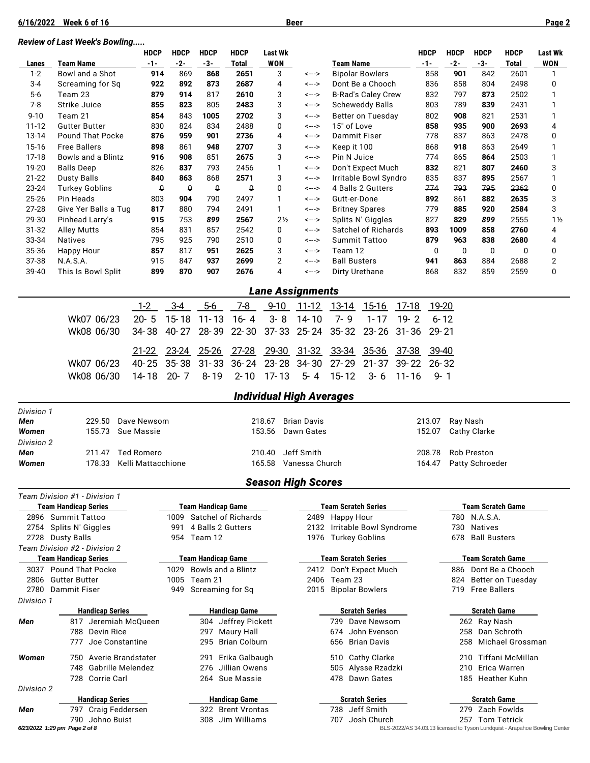**6/16/2022 Week 6 of 16** **Beer**

### *Review of Last Week's Bowling.....*

| Lanes | Team Name | HDCP -1- | HDCP -2- | HDCP -3- | HDCP Total | Last Wk WON | | Team Name | HDCP -1- | HDCP -2- | HDCP -3- | HDCP Total | Last Wk WON |
|---|---|---|---|---|---|---|---|---|---|---|---|---|---|
| 1-2 | Bowl and a Shot | **914** | 869 | **868** | **2651** | 3 | <---> | Bipolar Bowlers | 858 | **901** | 842 | 2601 | 1 |
| 3-4 | Screaming for Sq | **922** | **892** | **873** | **2687** | 4 | <---> | Dont Be a Chooch | 836 | 858 | 804 | 2498 | 0 |
| 5-6 | Team 23 | **879** | **914** | 817 | **2610** | 3 | <---> | B-Rad's Caley Crew | 832 | 797 | **873** | 2502 | 1 |
| 7-8 | Strike Juice | **855** | **823** | 805 | **2483** | 3 | <---> | Scheweddy Balls | 803 | 789 | **839** | 2431 | 1 |
| 9-10 | Team 21 | **854** | 843 | **1005** | **2702** | 3 | <---> | Better on Tuesday | 802 | **908** | 821 | 2531 | 1 |
| 11-12 | Gutter Butter | 830 | 824 | 834 | 2488 | 0 | <---> | 15" of Love | **858** | **935** | **900** | **2693** | 4 |
| 13-14 | Pound That Pocke | **876** | **959** | **901** | **2736** | 4 | <---> | Dammit Fiser | 778 | 837 | 863 | 2478 | 0 |
| 15-16 | Free Ballers | **898** | 861 | **948** | **2707** | 3 | <---> | Keep it 100 | 868 | **918** | 863 | 2649 | 1 |
| 17-18 | Bowls and a Blintz | **916** | **908** | 851 | **2675** | 3 | <---> | Pin N Juice | 774 | 865 | **864** | 2503 | 1 |
| 19-20 | Balls Deep | 826 | **837** | 793 | 2456 | 1 | <---> | Don't Expect Much | **832** | 821 | **807** | **2460** | 3 |
| 21-22 | Dusty Balls | **840** | **863** | 868 | **2571** | 3 | <---> | Irritable Bowl Syndro | 835 | 837 | **895** | 2567 | 1 |
| 23-24 | Turkey Goblins | ~~0~~ | ~~0~~ | ~~0~~ | ~~0~~ | 0 | <---> | 4 Balls 2 Gutters | ~~774~~ | ~~793~~ | ~~795~~ | ~~2362~~ | 0 |
| 25-26 | Pin Heads | 803 | **904** | 790 | 2497 | 1 | <---> | Gutt-er-Done | **892** | 861 | **882** | **2635** | 3 |
| 27-28 | Give Yer Balls a Tug | **817** | 880 | 794 | 2491 | 1 | <---> | Britney Spares | 779 | **885** | **920** | **2584** | 3 |
| 29-30 | Pinhead Larry's | **915** | 753 | ***899*** | **2567** | 2½ | <---> | Splits N' Giggles | 827 | **829** | ***899*** | 2555 | 1½ |
| 31-32 | Alley Mutts | 854 | 831 | 857 | 2542 | 0 | <---> | Satchel of Richards | **893** | **1009** | **858** | **2760** | 4 |
| 33-34 | Natives | 795 | 925 | 790 | 2510 | 0 | <---> | Summit Tattoo | **879** | **963** | **838** | **2680** | 4 |
| 35-36 | Happy Hour | **857** | ~~817~~ | **951** | **2625** | 3 | <---> | Team 12 | ~~0~~ | ~~0~~ | ~~0~~ | ~~0~~ | 0 |
| 37-38 | N.A.S.A. | 915 | 847 | **937** | **2699** | 2 | <---> | Ball Busters | **941** | **863** | 884 | 2688 | 2 |
| 39-40 | This Is Bowl Split | **899** | **870** | **907** | **2676** | 4 | <---> | Dirty Urethane | 868 | 832 | 859 | 2559 | 0 |

## *Lane Assignments*

| | 1-2 | 3-4 | 5-6 | 7-8 | 9-10 | 11-12 | 13-14 | 15-16 | 17-18 | 19-20 |
|---|---|---|---|---|---|---|---|---|---|---|
| Wk07 06/23 | 20- 5 | 15-18 | 11-13 | 16- 4 | 3- 8 | 14-10 | 7- 9 | 1-17 | 19- 2 | 6-12 |
| Wk08 06/30 | 34-38 | 40-27 | 28-39 | 22-30 | 37-33 | 25-24 | 35-32 | 23-26 | 31-36 | 29-21 |

| | 21-22 | 23-24 | 25-26 | 27-28 | 29-30 | 31-32 | 33-34 | 35-36 | 37-38 | 39-40 |
|---|---|---|---|---|---|---|---|---|---|---|
| Wk07 06/23 | 40-25 | 35-38 | 31-33 | 36-24 | 23-28 | 34-30 | 27-29 | 21-37 | 39-22 | 26-32 |
| Wk08 06/30 | 14-18 | 20- 7 | 8-19 | 2-10 | 17-13 | 5- 4 | 15-12 | 3- 6 | 11-16 | 9- 1 |

## *Individual High Averages*

| | | | |
|---|---|---|---|
| *Division 1* | | | |
| ***Men*** | 229.50 Dave Newsom | 218.67 Brian Davis | 213.07 Ray Nash |
| ***Women*** | 155.73 Sue Massie | 153.56 Dawn Gates | 152.07 Cathy Clarke |
| *Division 2* | | | |
| ***Men*** | 211.47 Ted Romero | 210.40 Jeff Smith | 208.78 Rob Preston |
| ***Women*** | 178.33 Kelli Mattacchione | 165.58 Vanessa Church | 164.47 Patty Schroeder |

## *Season High Scores*

*Team Division #1 - Division 1*

| Team Handicap Series | Team Handicap Game | Team Scratch Series | Team Scratch Game |
|---|---|---|---|
| 2896 Summit Tattoo | 1009 Satchel of Richards | 2489 Happy Hour | 780 N.A.S.A. |
| 2754 Splits N' Giggles | 991 4 Balls 2 Gutters | 2132 Irritable Bowl Syndrome | 730 Natives |
| 2728 Dusty Balls | 954 Team 12 | 1976 Turkey Goblins | 678 Ball Busters |

*Team Division #2 - Division 2*

| Team Handicap Series | Team Handicap Game | Team Scratch Series | Team Scratch Game |
|---|---|---|---|
| 3037 Pound That Pocke | 1029 Bowls and a Blintz | 2412 Don't Expect Much | 886 Dont Be a Chooch |
| 2806 Gutter Butter | 1005 Team 21 | 2406 Team 23 | 824 Better on Tuesday |
| 2780 Dammit Fiser | 949 Screaming for Sq | 2015 Bipolar Bowlers | 719 Free Ballers |

*Division 1*

| | Handicap Series | Handicap Game | Scratch Series | Scratch Game |
|---|---|---|---|---|
| ***Men*** | 817 Jeremiah McQueen | 304 Jeffrey Pickett | 739 Dave Newsom | 262 Ray Nash |
| | 788 Devin Rice | 297 Maury Hall | 674 John Evenson | 258 Dan Schroth |
| | 777 Joe Constantine | 295 Brian Colburn | 656 Brian Davis | 258 Michael Grossman |
| ***Women*** | 750 Averie Brandstater | 291 Erika Galbaugh | 510 Cathy Clarke | 210 Tiffani McMillan |
| | 748 Gabrille Melendez | 276 Jillian Owens | 505 Alysse Rzadzki | 210 Erica Warren |
| | 728 Corrie Carl | 264 Sue Massie | 478 Dawn Gates | 185 Heather Kuhn |

*Division 2*

| | Handicap Series | Handicap Game | Scratch Series | Scratch Game |
|---|---|---|---|---|
| ***Men*** | 797 Craig Feddersen | 322 Brent Vrontas | 738 Jeff Smith | 279 Zach Fowlds |
| | 790 Johno Buist | 308 Jim Williams | 707 Josh Church | 257 Tom Tetrick |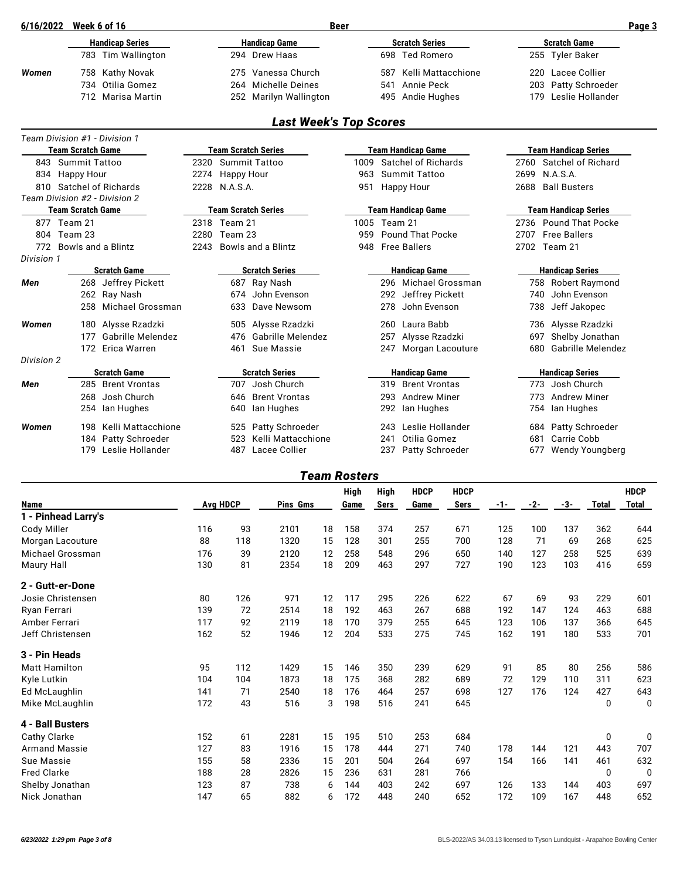**6/16/2022 Week 6 of 16** — **Beer**

| | Handicap Series | Handicap Game | Scratch Series | Scratch Game |
|---|---|---|---|---|
| | 783 Tim Wallington | 294 Drew Haas | 698 Ted Romero | 255 Tyler Baker |
| ***Women*** | 758 Kathy Novak | 275 Vanessa Church | 587 Kelli Mattacchione | 220 Lacee Collier |
| | 734 Otilia Gomez | 264 Michelle Deines | 541 Annie Peck | 203 Patty Schroeder |
| | 712 Marisa Martin | 252 Marilyn Wallington | 495 Andie Hughes | 179 Leslie Hollander |

## *Last Week's Top Scores*

*Team Division #1 - Division 1*

| Team Scratch Game | Team Scratch Series | Team Handicap Game | Team Handicap Series |
|---|---|---|---|
| 843 Summit Tattoo | 2320 Summit Tattoo | 1009 Satchel of Richards | 2760 Satchel of Richard |
| 834 Happy Hour | 2274 Happy Hour | 963 Summit Tattoo | 2699 N.A.S.A. |
| 810 Satchel of Richards | 2228 N.A.S.A. | 951 Happy Hour | 2688 Ball Busters |

*Team Division #2 - Division 2*

| Team Scratch Game | Team Scratch Series | Team Handicap Game | Team Handicap Series |
|---|---|---|---|
| 877 Team 21 | 2318 Team 21 | 1005 Team 21 | 2736 Pound That Pocke |
| 804 Team 23 | 2280 Team 23 | 959 Pound That Pocke | 2707 Free Ballers |
| 772 Bowls and a Blintz | 2243 Bowls and a Blintz | 948 Free Ballers | 2702 Team 21 |

*Division 1*

| | Scratch Game | Scratch Series | Handicap Game | Handicap Series |
|---|---|---|---|---|
| ***Men*** | 268 Jeffrey Pickett | 687 Ray Nash | 296 Michael Grossman | 758 Robert Raymond |
| | 262 Ray Nash | 674 John Evenson | 292 Jeffrey Pickett | 740 John Evenson |
| | 258 Michael Grossman | 633 Dave Newsom | 278 John Evenson | 738 Jeff Jakopec |
| ***Women*** | 180 Alysse Rzadzki | 505 Alysse Rzadzki | 260 Laura Babb | 736 Alysse Rzadzki |
| | 177 Gabrille Melendez | 476 Gabrille Melendez | 257 Alysse Rzadzki | 697 Shelby Jonathan |
| | 172 Erica Warren | 461 Sue Massie | 247 Morgan Lacouture | 680 Gabrille Melendez |

*Division 2*

| | Scratch Game | Scratch Series | Handicap Game | Handicap Series |
|---|---|---|---|---|
| ***Men*** | 285 Brent Vrontas | 707 Josh Church | 319 Brent Vrontas | 773 Josh Church |
| | 268 Josh Church | 646 Brent Vrontas | 293 Andrew Miner | 773 Andrew Miner |
| | 254 Ian Hughes | 640 Ian Hughes | 292 Ian Hughes | 754 Ian Hughes |
| ***Women*** | 198 Kelli Mattacchione | 525 Patty Schroeder | 243 Leslie Hollander | 684 Patty Schroeder |
| | 184 Patty Schroeder | 523 Kelli Mattacchione | 241 Otilia Gomez | 681 Carrie Cobb |
| | 179 Leslie Hollander | 487 Lacee Collier | 237 Patty Schroeder | 677 Wendy Youngberg |

## *Team Rosters*

| Name | Avg | HDCP | Pins | Gms | High Game | High Sers | HDCP Game | HDCP Sers | -1- | -2- | -3- | Total | HDCP Total |
|---|---|---|---|---|---|---|---|---|---|---|---|---|---|
| **1 - Pinhead Larry's** | | | | | | | | | | | | | |
| Cody Miller | 116 | 93 | 2101 | 18 | 158 | 374 | 257 | 671 | 125 | 100 | 137 | 362 | 644 |
| Morgan Lacouture | 88 | 118 | 1320 | 15 | 128 | 301 | 255 | 700 | 128 | 71 | 69 | 268 | 625 |
| Michael Grossman | 176 | 39 | 2120 | 12 | 258 | 548 | 296 | 650 | 140 | 127 | 258 | 525 | 639 |
| Maury Hall | 130 | 81 | 2354 | 18 | 209 | 463 | 297 | 727 | 190 | 123 | 103 | 416 | 659 |
| **2 - Gutt-er-Done** | | | | | | | | | | | | | |
| Josie Christensen | 80 | 126 | 971 | 12 | 117 | 295 | 226 | 622 | 67 | 69 | 93 | 229 | 601 |
| Ryan Ferrari | 139 | 72 | 2514 | 18 | 192 | 463 | 267 | 688 | 192 | 147 | 124 | 463 | 688 |
| Amber Ferrari | 117 | 92 | 2119 | 18 | 170 | 379 | 255 | 645 | 123 | 106 | 137 | 366 | 645 |
| Jeff Christensen | 162 | 52 | 1946 | 12 | 204 | 533 | 275 | 745 | 162 | 191 | 180 | 533 | 701 |
| **3 - Pin Heads** | | | | | | | | | | | | | |
| Matt Hamilton | 95 | 112 | 1429 | 15 | 146 | 350 | 239 | 629 | 91 | 85 | 80 | 256 | 586 |
| Kyle Lutkin | 104 | 104 | 1873 | 18 | 175 | 368 | 282 | 689 | 72 | 129 | 110 | 311 | 623 |
| Ed McLaughlin | 141 | 71 | 2540 | 18 | 176 | 464 | 257 | 698 | 127 | 176 | 124 | 427 | 643 |
| Mike McLaughlin | 172 | 43 | 516 | 3 | 198 | 516 | 241 | 645 | | | | 0 | 0 |
| **4 - Ball Busters** | | | | | | | | | | | | | |
| Cathy Clarke | 152 | 61 | 2281 | 15 | 195 | 510 | 253 | 684 | | | | 0 | 0 |
| Armand Massie | 127 | 83 | 1916 | 15 | 178 | 444 | 271 | 740 | 178 | 144 | 121 | 443 | 707 |
| Sue Massie | 155 | 58 | 2336 | 15 | 201 | 504 | 264 | 697 | 154 | 166 | 141 | 461 | 632 |
| Fred Clarke | 188 | 28 | 2826 | 15 | 236 | 631 | 281 | 766 | | | | 0 | 0 |
| Shelby Jonathan | 123 | 87 | 738 | 6 | 144 | 403 | 242 | 697 | 126 | 133 | 144 | 403 | 697 |
| Nick Jonathan | 147 | 65 | 882 | 6 | 172 | 448 | 240 | 652 | 172 | 109 | 167 | 448 | 652 |

*6/23/2022 1:29 pm* — BLS-2022/AS 34.03.13 licensed to Tyson Lundquist - Arapahoe Bowling Center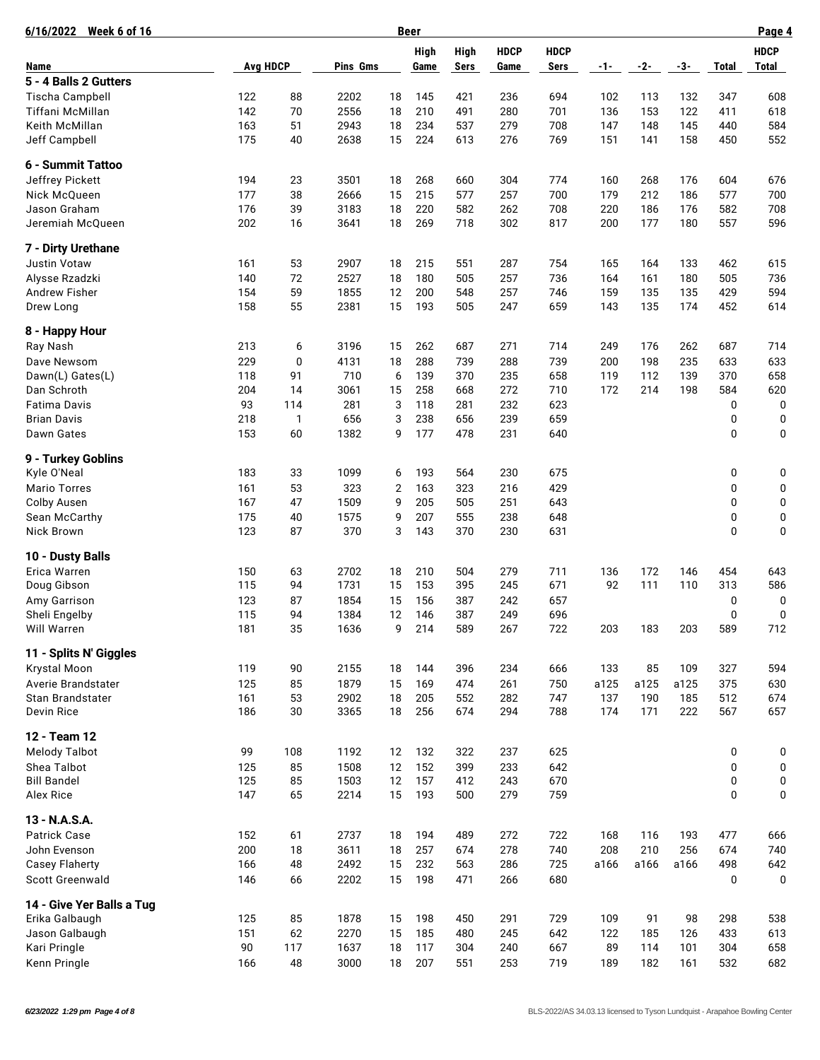6/16/2022 Week 6 of 16 — Beer

| Name | Avg | HDCP | Pins | Gms | High Game | High Sers | HDCP Game | HDCP Sers | -1- | -2- | -3- | Total | HDCP Total |
|---|---|---|---|---|---|---|---|---|---|---|---|---|---|
| **5 - 4 Balls 2 Gutters** | | | | | | | | | | | | | |
| Tischa Campbell | 122 | 88 | 2202 | 18 | 145 | 421 | 236 | 694 | 102 | 113 | 132 | 347 | 608 |
| Tiffani McMillan | 142 | 70 | 2556 | 18 | 210 | 491 | 280 | 701 | 136 | 153 | 122 | 411 | 618 |
| Keith McMillan | 163 | 51 | 2943 | 18 | 234 | 537 | 279 | 708 | 147 | 148 | 145 | 440 | 584 |
| Jeff Campbell | 175 | 40 | 2638 | 15 | 224 | 613 | 276 | 769 | 151 | 141 | 158 | 450 | 552 |
| **6 - Summit Tattoo** | | | | | | | | | | | | | |
| Jeffrey Pickett | 194 | 23 | 3501 | 18 | 268 | 660 | 304 | 774 | 160 | 268 | 176 | 604 | 676 |
| Nick McQueen | 177 | 38 | 2666 | 15 | 215 | 577 | 257 | 700 | 179 | 212 | 186 | 577 | 700 |
| Jason Graham | 176 | 39 | 3183 | 18 | 220 | 582 | 262 | 708 | 220 | 186 | 176 | 582 | 708 |
| Jeremiah McQueen | 202 | 16 | 3641 | 18 | 269 | 718 | 302 | 817 | 200 | 177 | 180 | 557 | 596 |
| **7 - Dirty Urethane** | | | | | | | | | | | | | |
| Justin Votaw | 161 | 53 | 2907 | 18 | 215 | 551 | 287 | 754 | 165 | 164 | 133 | 462 | 615 |
| Alysse Rzadzki | 140 | 72 | 2527 | 18 | 180 | 505 | 257 | 736 | 164 | 161 | 180 | 505 | 736 |
| Andrew Fisher | 154 | 59 | 1855 | 12 | 200 | 548 | 257 | 746 | 159 | 135 | 135 | 429 | 594 |
| Drew Long | 158 | 55 | 2381 | 15 | 193 | 505 | 247 | 659 | 143 | 135 | 174 | 452 | 614 |
| **8 - Happy Hour** | | | | | | | | | | | | | |
| Ray Nash | 213 | 6 | 3196 | 15 | 262 | 687 | 271 | 714 | 249 | 176 | 262 | 687 | 714 |
| Dave Newsom | 229 | 0 | 4131 | 18 | 288 | 739 | 288 | 739 | 200 | 198 | 235 | 633 | 633 |
| Dawn(L) Gates(L) | 118 | 91 | 710 | 6 | 139 | 370 | 235 | 658 | 119 | 112 | 139 | 370 | 658 |
| Dan Schroth | 204 | 14 | 3061 | 15 | 258 | 668 | 272 | 710 | 172 | 214 | 198 | 584 | 620 |
| Fatima Davis | 93 | 114 | 281 | 3 | 118 | 281 | 232 | 623 | | | | 0 | 0 |
| Brian Davis | 218 | 1 | 656 | 3 | 238 | 656 | 239 | 659 | | | | 0 | 0 |
| Dawn Gates | 153 | 60 | 1382 | 9 | 177 | 478 | 231 | 640 | | | | 0 | 0 |
| **9 - Turkey Goblins** | | | | | | | | | | | | | |
| Kyle O'Neal | 183 | 33 | 1099 | 6 | 193 | 564 | 230 | 675 | | | | 0 | 0 |
| Mario Torres | 161 | 53 | 323 | 2 | 163 | 323 | 216 | 429 | | | | 0 | 0 |
| Colby Ausen | 167 | 47 | 1509 | 9 | 205 | 505 | 251 | 643 | | | | 0 | 0 |
| Sean McCarthy | 175 | 40 | 1575 | 9 | 207 | 555 | 238 | 648 | | | | 0 | 0 |
| Nick Brown | 123 | 87 | 370 | 3 | 143 | 370 | 230 | 631 | | | | 0 | 0 |
| **10 - Dusty Balls** | | | | | | | | | | | | | |
| Erica Warren | 150 | 63 | 2702 | 18 | 210 | 504 | 279 | 711 | 136 | 172 | 146 | 454 | 643 |
| Doug Gibson | 115 | 94 | 1731 | 15 | 153 | 395 | 245 | 671 | 92 | 111 | 110 | 313 | 586 |
| Amy Garrison | 123 | 87 | 1854 | 15 | 156 | 387 | 242 | 657 | | | | 0 | 0 |
| Sheli Engelby | 115 | 94 | 1384 | 12 | 146 | 387 | 249 | 696 | | | | 0 | 0 |
| Will Warren | 181 | 35 | 1636 | 9 | 214 | 589 | 267 | 722 | 203 | 183 | 203 | 589 | 712 |
| **11 - Splits N' Giggles** | | | | | | | | | | | | | |
| Krystal Moon | 119 | 90 | 2155 | 18 | 144 | 396 | 234 | 666 | 133 | 85 | 109 | 327 | 594 |
| Averie Brandstater | 125 | 85 | 1879 | 15 | 169 | 474 | 261 | 750 | a125 | a125 | a125 | 375 | 630 |
| Stan Brandstater | 161 | 53 | 2902 | 18 | 205 | 552 | 282 | 747 | 137 | 190 | 185 | 512 | 674 |
| Devin Rice | 186 | 30 | 3365 | 18 | 256 | 674 | 294 | 788 | 174 | 171 | 222 | 567 | 657 |
| **12 - Team 12** | | | | | | | | | | | | | |
| Melody Talbot | 99 | 108 | 1192 | 12 | 132 | 322 | 237 | 625 | | | | 0 | 0 |
| Shea Talbot | 125 | 85 | 1508 | 12 | 152 | 399 | 233 | 642 | | | | 0 | 0 |
| Bill Bandel | 125 | 85 | 1503 | 12 | 157 | 412 | 243 | 670 | | | | 0 | 0 |
| Alex Rice | 147 | 65 | 2214 | 15 | 193 | 500 | 279 | 759 | | | | 0 | 0 |
| **13 - N.A.S.A.** | | | | | | | | | | | | | |
| Patrick Case | 152 | 61 | 2737 | 18 | 194 | 489 | 272 | 722 | 168 | 116 | 193 | 477 | 666 |
| John Evenson | 200 | 18 | 3611 | 18 | 257 | 674 | 278 | 740 | 208 | 210 | 256 | 674 | 740 |
| Casey Flaherty | 166 | 48 | 2492 | 15 | 232 | 563 | 286 | 725 | a166 | a166 | a166 | 498 | 642 |
| Scott Greenwald | 146 | 66 | 2202 | 15 | 198 | 471 | 266 | 680 | | | | 0 | 0 |
| **14 - Give Yer Balls a Tug** | | | | | | | | | | | | | |
| Erika Galbaugh | 125 | 85 | 1878 | 15 | 198 | 450 | 291 | 729 | 109 | 91 | 98 | 298 | 538 |
| Jason Galbaugh | 151 | 62 | 2270 | 15 | 185 | 480 | 245 | 642 | 122 | 185 | 126 | 433 | 613 |
| Kari Pringle | 90 | 117 | 1637 | 18 | 117 | 304 | 240 | 667 | 89 | 114 | 101 | 304 | 658 |
| Kenn Pringle | 166 | 48 | 3000 | 18 | 207 | 551 | 253 | 719 | 189 | 182 | 161 | 532 | 682 |

BLS-2022/AS 34.03.13 licensed to Tyson Lundquist - Arapahoe Bowling Center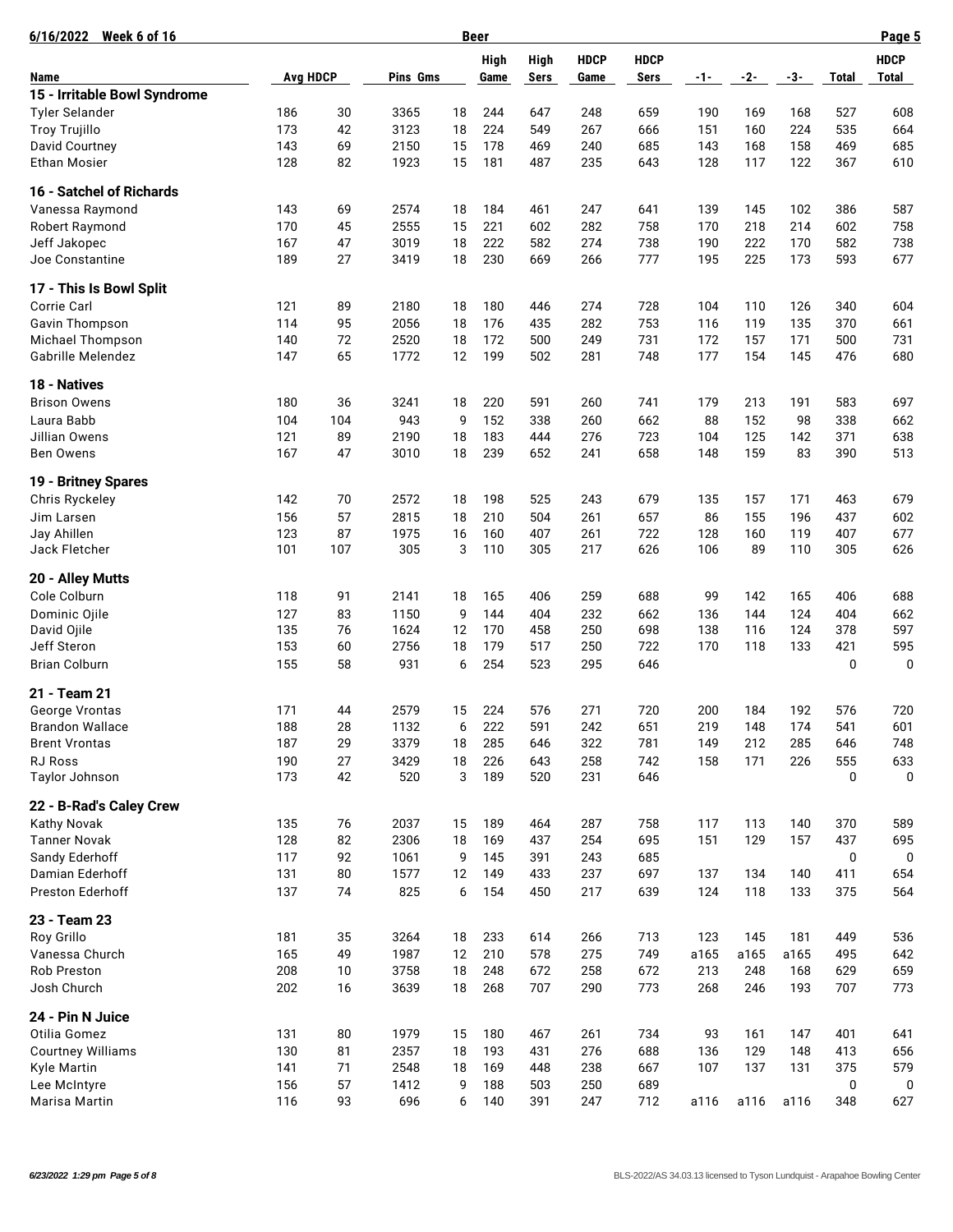6/16/2022 Week 6 of 16 — Beer

| Name | Avg | HDCP | Pins | Gms | High Game | High Sers | HDCP Game | HDCP Sers | -1- | -2- | -3- | Total | HDCP Total |
|---|---|---|---|---|---|---|---|---|---|---|---|---|---|
| **15 - Irritable Bowl Syndrome** | | | | | | | | | | | | | |
| Tyler Selander | 186 | 30 | 3365 | 18 | 244 | 647 | 248 | 659 | 190 | 169 | 168 | 527 | 608 |
| Troy Trujillo | 173 | 42 | 3123 | 18 | 224 | 549 | 267 | 666 | 151 | 160 | 224 | 535 | 664 |
| David Courtney | 143 | 69 | 2150 | 15 | 178 | 469 | 240 | 685 | 143 | 168 | 158 | 469 | 685 |
| Ethan Mosier | 128 | 82 | 1923 | 15 | 181 | 487 | 235 | 643 | 128 | 117 | 122 | 367 | 610 |
| **16 - Satchel of Richards** | | | | | | | | | | | | | |
| Vanessa Raymond | 143 | 69 | 2574 | 18 | 184 | 461 | 247 | 641 | 139 | 145 | 102 | 386 | 587 |
| Robert Raymond | 170 | 45 | 2555 | 15 | 221 | 602 | 282 | 758 | 170 | 218 | 214 | 602 | 758 |
| Jeff Jakopec | 167 | 47 | 3019 | 18 | 222 | 582 | 274 | 738 | 190 | 222 | 170 | 582 | 738 |
| Joe Constantine | 189 | 27 | 3419 | 18 | 230 | 669 | 266 | 777 | 195 | 225 | 173 | 593 | 677 |
| **17 - This Is Bowl Split** | | | | | | | | | | | | | |
| Corrie Carl | 121 | 89 | 2180 | 18 | 180 | 446 | 274 | 728 | 104 | 110 | 126 | 340 | 604 |
| Gavin Thompson | 114 | 95 | 2056 | 18 | 176 | 435 | 282 | 753 | 116 | 119 | 135 | 370 | 661 |
| Michael Thompson | 140 | 72 | 2520 | 18 | 172 | 500 | 249 | 731 | 172 | 157 | 171 | 500 | 731 |
| Gabrille Melendez | 147 | 65 | 1772 | 12 | 199 | 502 | 281 | 748 | 177 | 154 | 145 | 476 | 680 |
| **18 - Natives** | | | | | | | | | | | | | |
| Brison Owens | 180 | 36 | 3241 | 18 | 220 | 591 | 260 | 741 | 179 | 213 | 191 | 583 | 697 |
| Laura Babb | 104 | 104 | 943 | 9 | 152 | 338 | 260 | 662 | 88 | 152 | 98 | 338 | 662 |
| Jillian Owens | 121 | 89 | 2190 | 18 | 183 | 444 | 276 | 723 | 104 | 125 | 142 | 371 | 638 |
| Ben Owens | 167 | 47 | 3010 | 18 | 239 | 652 | 241 | 658 | 148 | 159 | 83 | 390 | 513 |
| **19 - Britney Spares** | | | | | | | | | | | | | |
| Chris Ryckeley | 142 | 70 | 2572 | 18 | 198 | 525 | 243 | 679 | 135 | 157 | 171 | 463 | 679 |
| Jim Larsen | 156 | 57 | 2815 | 18 | 210 | 504 | 261 | 657 | 86 | 155 | 196 | 437 | 602 |
| Jay Ahillen | 123 | 87 | 1975 | 16 | 160 | 407 | 261 | 722 | 128 | 160 | 119 | 407 | 677 |
| Jack Fletcher | 101 | 107 | 305 | 3 | 110 | 305 | 217 | 626 | 106 | 89 | 110 | 305 | 626 |
| **20 - Alley Mutts** | | | | | | | | | | | | | |
| Cole Colburn | 118 | 91 | 2141 | 18 | 165 | 406 | 259 | 688 | 99 | 142 | 165 | 406 | 688 |
| Dominic Ojile | 127 | 83 | 1150 | 9 | 144 | 404 | 232 | 662 | 136 | 144 | 124 | 404 | 662 |
| David Ojile | 135 | 76 | 1624 | 12 | 170 | 458 | 250 | 698 | 138 | 116 | 124 | 378 | 597 |
| Jeff Steron | 153 | 60 | 2756 | 18 | 179 | 517 | 250 | 722 | 170 | 118 | 133 | 421 | 595 |
| Brian Colburn | 155 | 58 | 931 | 6 | 254 | 523 | 295 | 646 | | | | 0 | 0 |
| **21 - Team 21** | | | | | | | | | | | | | |
| George Vrontas | 171 | 44 | 2579 | 15 | 224 | 576 | 271 | 720 | 200 | 184 | 192 | 576 | 720 |
| Brandon Wallace | 188 | 28 | 1132 | 6 | 222 | 591 | 242 | 651 | 219 | 148 | 174 | 541 | 601 |
| Brent Vrontas | 187 | 29 | 3379 | 18 | 285 | 646 | 322 | 781 | 149 | 212 | 285 | 646 | 748 |
| RJ Ross | 190 | 27 | 3429 | 18 | 226 | 643 | 258 | 742 | 158 | 171 | 226 | 555 | 633 |
| Taylor Johnson | 173 | 42 | 520 | 3 | 189 | 520 | 231 | 646 | | | | 0 | 0 |
| **22 - B-Rad's Caley Crew** | | | | | | | | | | | | | |
| Kathy Novak | 135 | 76 | 2037 | 15 | 189 | 464 | 287 | 758 | 117 | 113 | 140 | 370 | 589 |
| Tanner Novak | 128 | 82 | 2306 | 18 | 169 | 437 | 254 | 695 | 151 | 129 | 157 | 437 | 695 |
| Sandy Ederhoff | 117 | 92 | 1061 | 9 | 145 | 391 | 243 | 685 | | | | 0 | 0 |
| Damian Ederhoff | 131 | 80 | 1577 | 12 | 149 | 433 | 237 | 697 | 137 | 134 | 140 | 411 | 654 |
| Preston Ederhoff | 137 | 74 | 825 | 6 | 154 | 450 | 217 | 639 | 124 | 118 | 133 | 375 | 564 |
| **23 - Team 23** | | | | | | | | | | | | | |
| Roy Grillo | 181 | 35 | 3264 | 18 | 233 | 614 | 266 | 713 | 123 | 145 | 181 | 449 | 536 |
| Vanessa Church | 165 | 49 | 1987 | 12 | 210 | 578 | 275 | 749 | a165 | a165 | a165 | 495 | 642 |
| Rob Preston | 208 | 10 | 3758 | 18 | 248 | 672 | 258 | 672 | 213 | 248 | 168 | 629 | 659 |
| Josh Church | 202 | 16 | 3639 | 18 | 268 | 707 | 290 | 773 | 268 | 246 | 193 | 707 | 773 |
| **24 - Pin N Juice** | | | | | | | | | | | | | |
| Otilia Gomez | 131 | 80 | 1979 | 15 | 180 | 467 | 261 | 734 | 93 | 161 | 147 | 401 | 641 |
| Courtney Williams | 130 | 81 | 2357 | 18 | 193 | 431 | 276 | 688 | 136 | 129 | 148 | 413 | 656 |
| Kyle Martin | 141 | 71 | 2548 | 18 | 169 | 448 | 238 | 667 | 107 | 137 | 131 | 375 | 579 |
| Lee McIntyre | 156 | 57 | 1412 | 9 | 188 | 503 | 250 | 689 | | | | 0 | 0 |
| Marisa Martin | 116 | 93 | 696 | 6 | 140 | 391 | 247 | 712 | a116 | a116 | a116 | 348 | 627 |

BLS-2022/AS 34.03.13 licensed to Tyson Lundquist - Arapahoe Bowling Center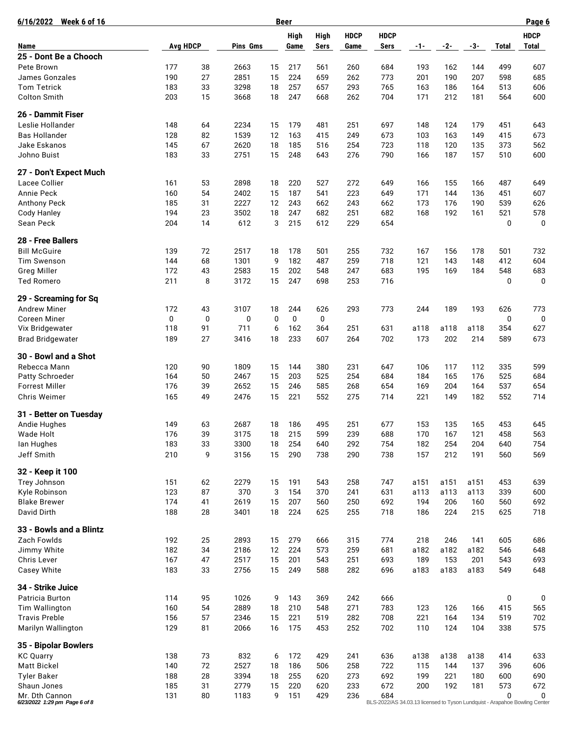**6/16/2022 Week 6 of 16** — **Beer**

| Name | Avg | HDCP | Pins | Gms | High Game | High Sers | HDCP Game | HDCP Sers | -1- | -2- | -3- | Total | HDCP Total |
|---|---|---|---|---|---|---|---|---|---|---|---|---|---|
| **25 - Dont Be a Chooch** | | | | | | | | | | | | | |
| Pete Brown | 177 | 38 | 2663 | 15 | 217 | 561 | 260 | 684 | 193 | 162 | 144 | 499 | 607 |
| James Gonzales | 190 | 27 | 2851 | 15 | 224 | 659 | 262 | 773 | 201 | 190 | 207 | 598 | 685 |
| Tom Tetrick | 183 | 33 | 3298 | 18 | 257 | 657 | 293 | 765 | 163 | 186 | 164 | 513 | 606 |
| Colton Smith | 203 | 15 | 3668 | 18 | 247 | 668 | 262 | 704 | 171 | 212 | 181 | 564 | 600 |
| **26 - Dammit Fiser** | | | | | | | | | | | | | |
| Leslie Hollander | 148 | 64 | 2234 | 15 | 179 | 481 | 251 | 697 | 148 | 124 | 179 | 451 | 643 |
| Bas Hollander | 128 | 82 | 1539 | 12 | 163 | 415 | 249 | 673 | 103 | 163 | 149 | 415 | 673 |
| Jake Eskanos | 145 | 67 | 2620 | 18 | 185 | 516 | 254 | 723 | 118 | 120 | 135 | 373 | 562 |
| Johno Buist | 183 | 33 | 2751 | 15 | 248 | 643 | 276 | 790 | 166 | 187 | 157 | 510 | 600 |
| **27 - Don't Expect Much** | | | | | | | | | | | | | |
| Lacee Collier | 161 | 53 | 2898 | 18 | 220 | 527 | 272 | 649 | 166 | 155 | 166 | 487 | 649 |
| Annie Peck | 160 | 54 | 2402 | 15 | 187 | 541 | 223 | 649 | 171 | 144 | 136 | 451 | 607 |
| Anthony Peck | 185 | 31 | 2227 | 12 | 243 | 662 | 243 | 662 | 173 | 176 | 190 | 539 | 626 |
| Cody Hanley | 194 | 23 | 3502 | 18 | 247 | 682 | 251 | 682 | 168 | 192 | 161 | 521 | 578 |
| Sean Peck | 204 | 14 | 612 | 3 | 215 | 612 | 229 | 654 | | | | 0 | 0 |
| **28 - Free Ballers** | | | | | | | | | | | | | |
| Bill McGuire | 139 | 72 | 2517 | 18 | 178 | 501 | 255 | 732 | 167 | 156 | 178 | 501 | 732 |
| Tim Swenson | 144 | 68 | 1301 | 9 | 182 | 487 | 259 | 718 | 121 | 143 | 148 | 412 | 604 |
| Greg Miller | 172 | 43 | 2583 | 15 | 202 | 548 | 247 | 683 | 195 | 169 | 184 | 548 | 683 |
| Ted Romero | 211 | 8 | 3172 | 15 | 247 | 698 | 253 | 716 | | | | 0 | 0 |
| **29 - Screaming for Sq** | | | | | | | | | | | | | |
| Andrew Miner | 172 | 43 | 3107 | 18 | 244 | 626 | 293 | 773 | 244 | 189 | 193 | 626 | 773 |
| Coreen Miner | 0 | 0 | 0 | 0 | 0 | 0 | | | | | | 0 | 0 |
| Vix Bridgewater | 118 | 91 | 711 | 6 | 162 | 364 | 251 | 631 | a118 | a118 | a118 | 354 | 627 |
| Brad Bridgewater | 189 | 27 | 3416 | 18 | 233 | 607 | 264 | 702 | 173 | 202 | 214 | 589 | 673 |
| **30 - Bowl and a Shot** | | | | | | | | | | | | | |
| Rebecca Mann | 120 | 90 | 1809 | 15 | 144 | 380 | 231 | 647 | 106 | 117 | 112 | 335 | 599 |
| Patty Schroeder | 164 | 50 | 2467 | 15 | 203 | 525 | 254 | 684 | 184 | 165 | 176 | 525 | 684 |
| Forrest Miller | 176 | 39 | 2652 | 15 | 246 | 585 | 268 | 654 | 169 | 204 | 164 | 537 | 654 |
| Chris Weimer | 165 | 49 | 2476 | 15 | 221 | 552 | 275 | 714 | 221 | 149 | 182 | 552 | 714 |
| **31 - Better on Tuesday** | | | | | | | | | | | | | |
| Andie Hughes | 149 | 63 | 2687 | 18 | 186 | 495 | 251 | 677 | 153 | 135 | 165 | 453 | 645 |
| Wade Holt | 176 | 39 | 3175 | 18 | 215 | 599 | 239 | 688 | 170 | 167 | 121 | 458 | 563 |
| Ian Hughes | 183 | 33 | 3300 | 18 | 254 | 640 | 292 | 754 | 182 | 254 | 204 | 640 | 754 |
| Jeff Smith | 210 | 9 | 3156 | 15 | 290 | 738 | 290 | 738 | 157 | 212 | 191 | 560 | 569 |
| **32 - Keep it 100** | | | | | | | | | | | | | |
| Trey Johnson | 151 | 62 | 2279 | 15 | 191 | 543 | 258 | 747 | a151 | a151 | a151 | 453 | 639 |
| Kyle Robinson | 123 | 87 | 370 | 3 | 154 | 370 | 241 | 631 | a113 | a113 | a113 | 339 | 600 |
| Blake Brewer | 174 | 41 | 2619 | 15 | 207 | 560 | 250 | 692 | 194 | 206 | 160 | 560 | 692 |
| David Dirth | 188 | 28 | 3401 | 18 | 224 | 625 | 255 | 718 | 186 | 224 | 215 | 625 | 718 |
| **33 - Bowls and a Blintz** | | | | | | | | | | | | | |
| Zach Fowlds | 192 | 25 | 2893 | 15 | 279 | 666 | 315 | 774 | 218 | 246 | 141 | 605 | 686 |
| Jimmy White | 182 | 34 | 2186 | 12 | 224 | 573 | 259 | 681 | a182 | a182 | a182 | 546 | 648 |
| Chris Lever | 167 | 47 | 2517 | 15 | 201 | 543 | 251 | 693 | 189 | 153 | 201 | 543 | 693 |
| Casey White | 183 | 33 | 2756 | 15 | 249 | 588 | 282 | 696 | a183 | a183 | a183 | 549 | 648 |
| **34 - Strike Juice** | | | | | | | | | | | | | |
| Patricia Burton | 114 | 95 | 1026 | 9 | 143 | 369 | 242 | 666 | | | | 0 | 0 |
| Tim Wallington | 160 | 54 | 2889 | 18 | 210 | 548 | 271 | 783 | 123 | 126 | 166 | 415 | 565 |
| Travis Preble | 156 | 57 | 2346 | 15 | 221 | 519 | 282 | 708 | 221 | 164 | 134 | 519 | 702 |
| Marilyn Wallington | 129 | 81 | 2066 | 16 | 175 | 453 | 252 | 702 | 110 | 124 | 104 | 338 | 575 |
| **35 - Bipolar Bowlers** | | | | | | | | | | | | | |
| KC Quarry | 138 | 73 | 832 | 6 | 172 | 429 | 241 | 636 | a138 | a138 | a138 | 414 | 633 |
| Matt Bickel | 140 | 72 | 2527 | 18 | 186 | 506 | 258 | 722 | 115 | 144 | 137 | 396 | 606 |
| Tyler Baker | 188 | 28 | 3394 | 18 | 255 | 620 | 273 | 692 | 199 | 221 | 180 | 600 | 690 |
| Shaun Jones | 185 | 31 | 2779 | 15 | 220 | 620 | 233 | 672 | 200 | 192 | 181 | 573 | 672 |
| Mr. Dth Cannon | 131 | 80 | 1183 | 9 | 151 | 429 | 236 | 684 | | | | 0 | 0 |

*6/23/2022 1:29 pm*

BLS-2022/AS 34.03.13 licensed to Tyson Lundquist - Arapahoe Bowling Center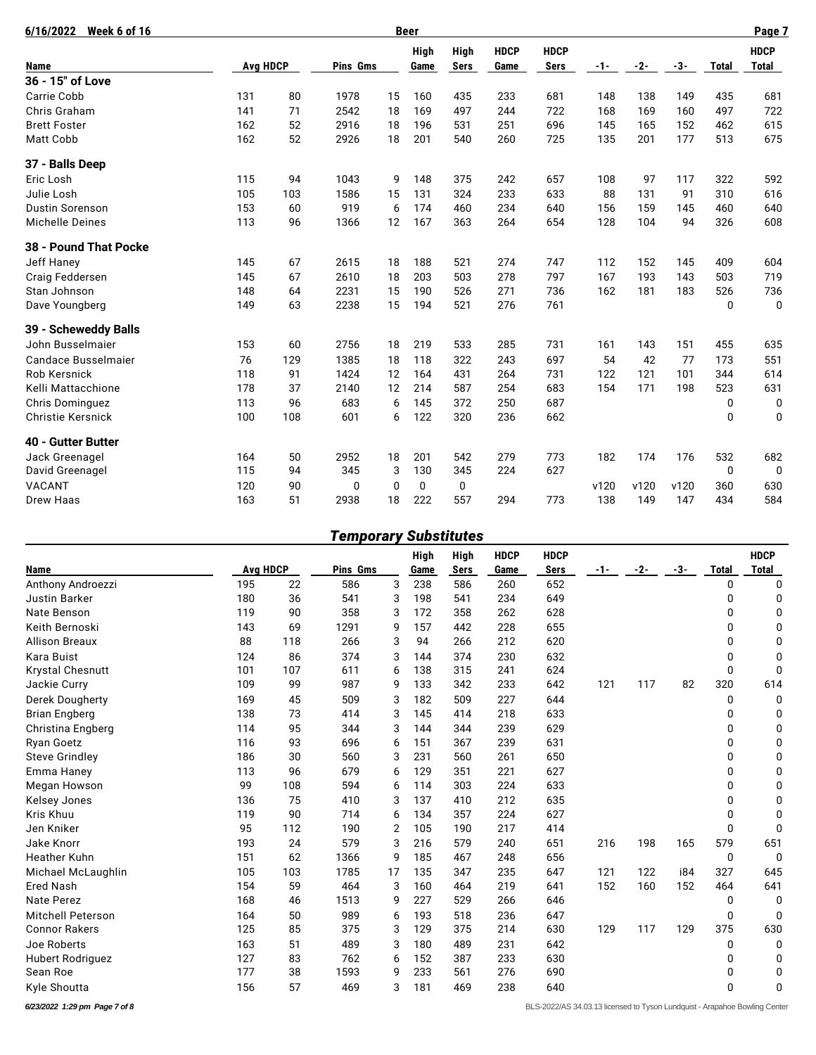6/16/2022 Week 6 of 16 — Beer

| Name | Avg | HDCP | Pins | Gms | High Game | High Sers | HDCP Game | HDCP Sers | -1- | -2- | -3- | Total | HDCP Total |
|---|---|---|---|---|---|---|---|---|---|---|---|---|---|
| **36 - 15" of Love** | | | | | | | | | | | | | |
| Carrie Cobb | 131 | 80 | 1978 | 15 | 160 | 435 | 233 | 681 | 148 | 138 | 149 | 435 | 681 |
| Chris Graham | 141 | 71 | 2542 | 18 | 169 | 497 | 244 | 722 | 168 | 169 | 160 | 497 | 722 |
| Brett Foster | 162 | 52 | 2916 | 18 | 196 | 531 | 251 | 696 | 145 | 165 | 152 | 462 | 615 |
| Matt Cobb | 162 | 52 | 2926 | 18 | 201 | 540 | 260 | 725 | 135 | 201 | 177 | 513 | 675 |
| **37 - Balls Deep** | | | | | | | | | | | | | |
| Eric Losh | 115 | 94 | 1043 | 9 | 148 | 375 | 242 | 657 | 108 | 97 | 117 | 322 | 592 |
| Julie Losh | 105 | 103 | 1586 | 15 | 131 | 324 | 233 | 633 | 88 | 131 | 91 | 310 | 616 |
| Dustin Sorenson | 153 | 60 | 919 | 6 | 174 | 460 | 234 | 640 | 156 | 159 | 145 | 460 | 640 |
| Michelle Deines | 113 | 96 | 1366 | 12 | 167 | 363 | 264 | 654 | 128 | 104 | 94 | 326 | 608 |
| **38 - Pound That Pocke** | | | | | | | | | | | | | |
| Jeff Haney | 145 | 67 | 2615 | 18 | 188 | 521 | 274 | 747 | 112 | 152 | 145 | 409 | 604 |
| Craig Feddersen | 145 | 67 | 2610 | 18 | 203 | 503 | 278 | 797 | 167 | 193 | 143 | 503 | 719 |
| Stan Johnson | 148 | 64 | 2231 | 15 | 190 | 526 | 271 | 736 | 162 | 181 | 183 | 526 | 736 |
| Dave Youngberg | 149 | 63 | 2238 | 15 | 194 | 521 | 276 | 761 | | | | 0 | 0 |
| **39 - Scheweddy Balls** | | | | | | | | | | | | | |
| John Busselmaier | 153 | 60 | 2756 | 18 | 219 | 533 | 285 | 731 | 161 | 143 | 151 | 455 | 635 |
| Candace Busselmaier | 76 | 129 | 1385 | 18 | 118 | 322 | 243 | 697 | 54 | 42 | 77 | 173 | 551 |
| Rob Kersnick | 118 | 91 | 1424 | 12 | 164 | 431 | 264 | 731 | 122 | 121 | 101 | 344 | 614 |
| Kelli Mattacchione | 178 | 37 | 2140 | 12 | 214 | 587 | 254 | 683 | 154 | 171 | 198 | 523 | 631 |
| Chris Dominguez | 113 | 96 | 683 | 6 | 145 | 372 | 250 | 687 | | | | 0 | 0 |
| Christie Kersnick | 100 | 108 | 601 | 6 | 122 | 320 | 236 | 662 | | | | 0 | 0 |
| **40 - Gutter Butter** | | | | | | | | | | | | | |
| Jack Greenagel | 164 | 50 | 2952 | 18 | 201 | 542 | 279 | 773 | 182 | 174 | 176 | 532 | 682 |
| David Greenagel | 115 | 94 | 345 | 3 | 130 | 345 | 224 | 627 | | | | 0 | 0 |
| VACANT | 120 | 90 | 0 | 0 | 0 | 0 | | | v120 | v120 | v120 | 360 | 630 |
| Drew Haas | 163 | 51 | 2938 | 18 | 222 | 557 | 294 | 773 | 138 | 149 | 147 | 434 | 584 |

## *Temporary Substitutes*

| Name | Avg | HDCP | Pins | Gms | High Game | High Sers | HDCP Game | HDCP Sers | -1- | -2- | -3- | Total | HDCP Total |
|---|---|---|---|---|---|---|---|---|---|---|---|---|---|
| Anthony Androezzi | 195 | 22 | 586 | 3 | 238 | 586 | 260 | 652 | | | | 0 | 0 |
| Justin Barker | 180 | 36 | 541 | 3 | 198 | 541 | 234 | 649 | | | | 0 | 0 |
| Nate Benson | 119 | 90 | 358 | 3 | 172 | 358 | 262 | 628 | | | | 0 | 0 |
| Keith Bernoski | 143 | 69 | 1291 | 9 | 157 | 442 | 228 | 655 | | | | 0 | 0 |
| Allison Breaux | 88 | 118 | 266 | 3 | 94 | 266 | 212 | 620 | | | | 0 | 0 |
| Kara Buist | 124 | 86 | 374 | 3 | 144 | 374 | 230 | 632 | | | | 0 | 0 |
| Krystal Chesnutt | 101 | 107 | 611 | 6 | 138 | 315 | 241 | 624 | | | | 0 | 0 |
| Jackie Curry | 109 | 99 | 987 | 9 | 133 | 342 | 233 | 642 | 121 | 117 | 82 | 320 | 614 |
| Derek Dougherty | 169 | 45 | 509 | 3 | 182 | 509 | 227 | 644 | | | | 0 | 0 |
| Brian Engberg | 138 | 73 | 414 | 3 | 145 | 414 | 218 | 633 | | | | 0 | 0 |
| Christina Engberg | 114 | 95 | 344 | 3 | 144 | 344 | 239 | 629 | | | | 0 | 0 |
| Ryan Goetz | 116 | 93 | 696 | 6 | 151 | 367 | 239 | 631 | | | | 0 | 0 |
| Steve Grindley | 186 | 30 | 560 | 3 | 231 | 560 | 261 | 650 | | | | 0 | 0 |
| Emma Haney | 113 | 96 | 679 | 6 | 129 | 351 | 221 | 627 | | | | 0 | 0 |
| Megan Howson | 99 | 108 | 594 | 6 | 114 | 303 | 224 | 633 | | | | 0 | 0 |
| Kelsey Jones | 136 | 75 | 410 | 3 | 137 | 410 | 212 | 635 | | | | 0 | 0 |
| Kris Khuu | 119 | 90 | 714 | 6 | 134 | 357 | 224 | 627 | | | | 0 | 0 |
| Jen Kniker | 95 | 112 | 190 | 2 | 105 | 190 | 217 | 414 | | | | 0 | 0 |
| Jake Knorr | 193 | 24 | 579 | 3 | 216 | 579 | 240 | 651 | 216 | 198 | 165 | 579 | 651 |
| Heather Kuhn | 151 | 62 | 1366 | 9 | 185 | 467 | 248 | 656 | | | | 0 | 0 |
| Michael McLaughlin | 105 | 103 | 1785 | 17 | 135 | 347 | 235 | 647 | 121 | 122 | i84 | 327 | 645 |
| Ered Nash | 154 | 59 | 464 | 3 | 160 | 464 | 219 | 641 | 152 | 160 | 152 | 464 | 641 |
| Nate Perez | 168 | 46 | 1513 | 9 | 227 | 529 | 266 | 646 | | | | 0 | 0 |
| Mitchell Peterson | 164 | 50 | 989 | 6 | 193 | 518 | 236 | 647 | | | | 0 | 0 |
| Connor Rakers | 125 | 85 | 375 | 3 | 129 | 375 | 214 | 630 | 129 | 117 | 129 | 375 | 630 |
| Joe Roberts | 163 | 51 | 489 | 3 | 180 | 489 | 231 | 642 | | | | 0 | 0 |
| Hubert Rodriguez | 127 | 83 | 762 | 6 | 152 | 387 | 233 | 630 | | | | 0 | 0 |
| Sean Roe | 177 | 38 | 1593 | 9 | 233 | 561 | 276 | 690 | | | | 0 | 0 |
| Kyle Shoutta | 156 | 57 | 469 | 3 | 181 | 469 | 238 | 640 | | | | 0 | 0 |

BLS-2022/AS 34.03.13 licensed to Tyson Lundquist - Arapahoe Bowling Center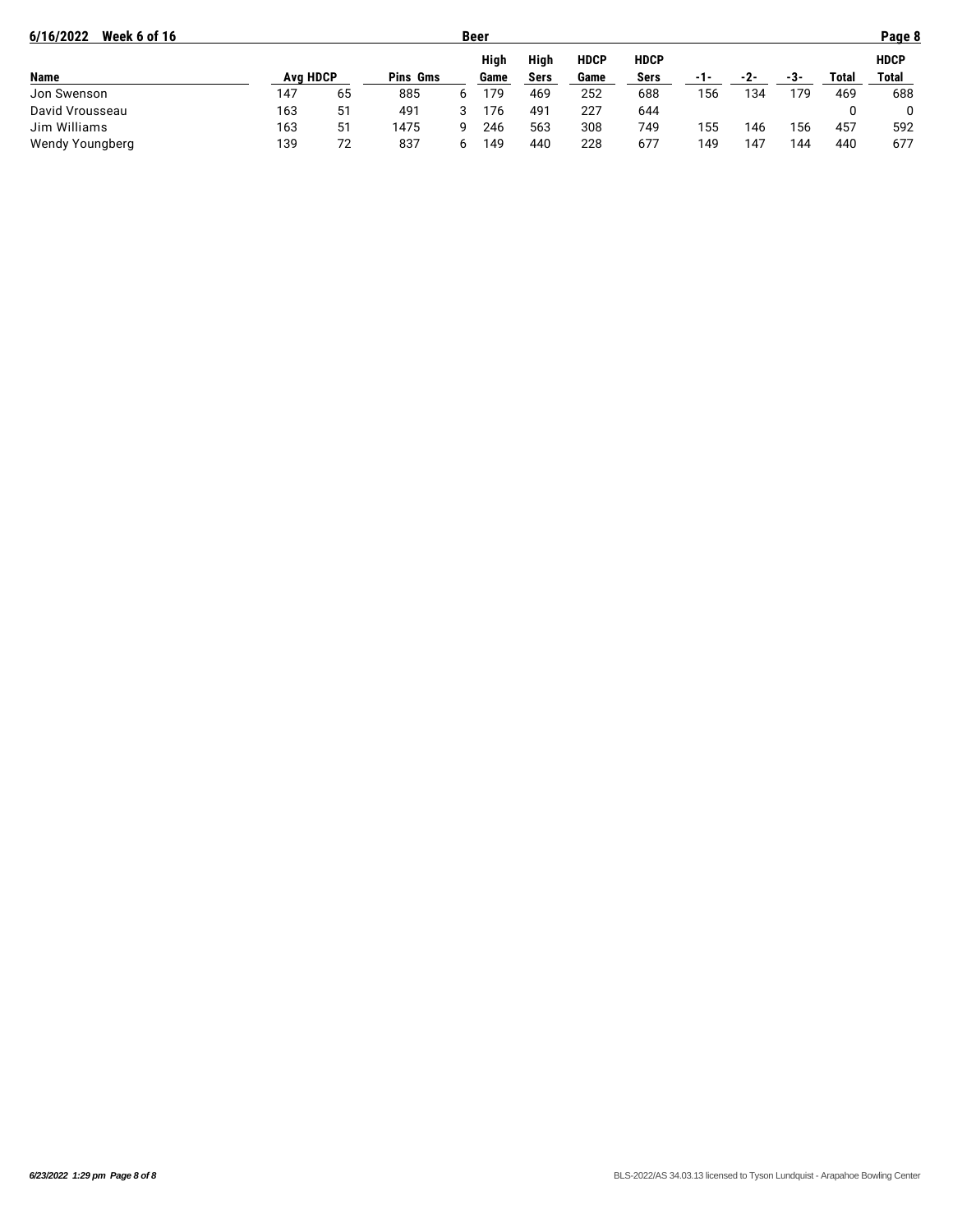| Name | Avg | HDCP | Pins | Gms | High Game | High Sers | HDCP Game | HDCP Sers | -1- | -2- | -3- | Total | HDCP Total |
|---|---|---|---|---|---|---|---|---|---|---|---|---|---|
| Jon Swenson | 147 | 65 | 885 | 6 | 179 | 469 | 252 | 688 | 156 | 134 | 179 | 469 | 688 |
| David Vrousseau | 163 | 51 | 491 | 3 | 176 | 491 | 227 | 644 | | | | 0 | 0 |
| Jim Williams | 163 | 51 | 1475 | 9 | 246 | 563 | 308 | 749 | 155 | 146 | 156 | 457 | 592 |
| Wendy Youngberg | 139 | 72 | 837 | 6 | 149 | 440 | 228 | 677 | 149 | 147 | 144 | 440 | 677 |